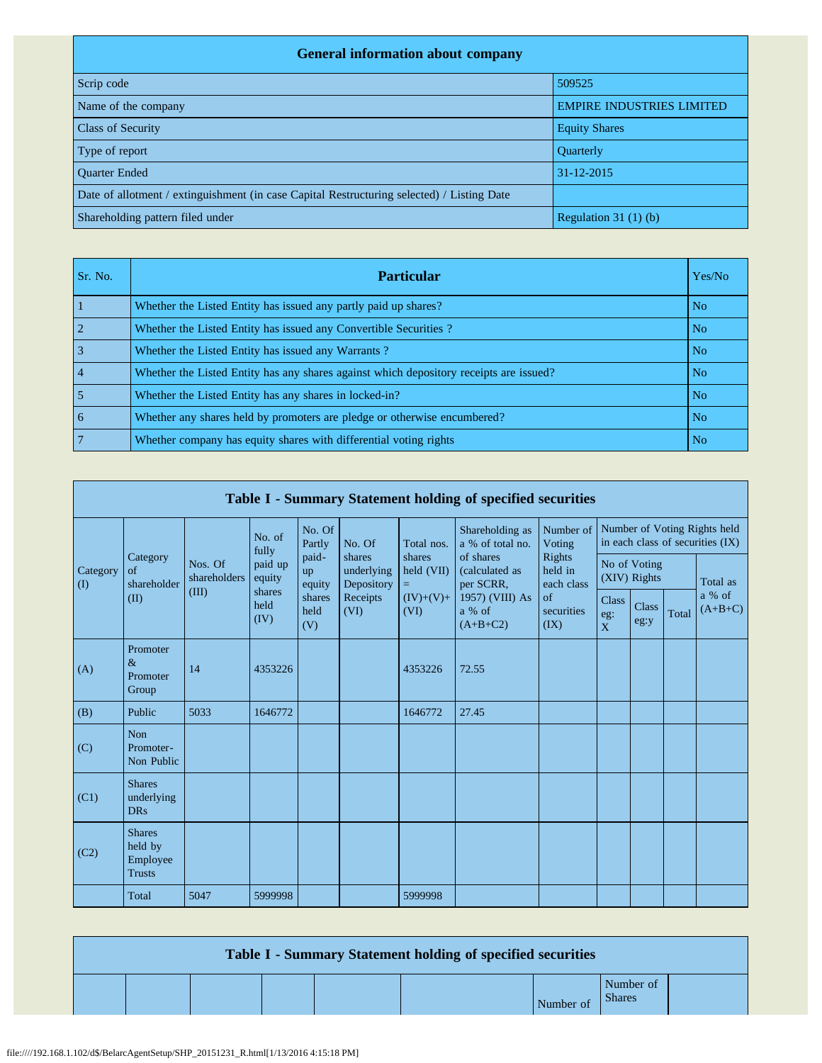| General information about company | |
|---|---|
| Scrip code | 509525 |
| Name of the company | EMPIRE INDUSTRIES LIMITED |
| Class of Security | Equity Shares |
| Type of report | Quarterly |
| Quarter Ended | 31-12-2015 |
| Date of allotment / extinguishment (in case Capital Restructuring selected) / Listing Date | |
| Shareholding pattern filed under | Regulation 31 (1) (b) |

| Sr. No. | Particular | Yes/No |
|---|---|---|
| 1 | Whether the Listed Entity has issued any partly paid up shares? | No |
| 2 | Whether the Listed Entity has issued any Convertible Securities ? | No |
| 3 | Whether the Listed Entity has issued any Warrants ? | No |
| 4 | Whether the Listed Entity has any shares against which depository receipts are issued? | No |
| 5 | Whether the Listed Entity has any shares in locked-in? | No |
| 6 | Whether any shares held by promoters are pledge or otherwise encumbered? | No |
| 7 | Whether company has equity shares with differential voting rights | No |

**Table I - Summary Statement holding of specified securities**

| Category (I) | Category of shareholder (II) | Nos. Of shareholders (III) | No. of fully paid up equity shares held (IV) | No. Of Partly paid-up equity shares held (V) | No. Of shares underlying Depository Receipts (VI) | Total nos. shares held (VII) = (IV)+(V)+ (VI) | Shareholding as a % of total no. of shares (calculated as per SCRR, 1957) (VIII) As a % of (A+B+C2) | Number of Voting Rights held in each class of securities (IX) | | | |
|---|---|---|---|---|---|---|---|---|---|---|---|
| | | | | | | | | No of Voting (XIV) Rights | | | Total as a % of (A+B+C) |
| | | | | | | | | Class eg: X | Class eg:y | Total | |
| (A) | Promoter & Promoter Group | 14 | 4353226 | | | 4353226 | 72.55 | | | | |
| (B) | Public | 5033 | 1646772 | | | 1646772 | 27.45 | | | | |
| (C) | Non Promoter- Non Public | | | | | | | | | | |
| (C1) | Shares underlying DRs | | | | | | | | | | |
| (C2) | Shares held by Employee Trusts | | | | | | | | | | |
| | Total | 5047 | 5999998 | | | 5999998 | | | | | |

**Table I - Summary Statement holding of specified securities**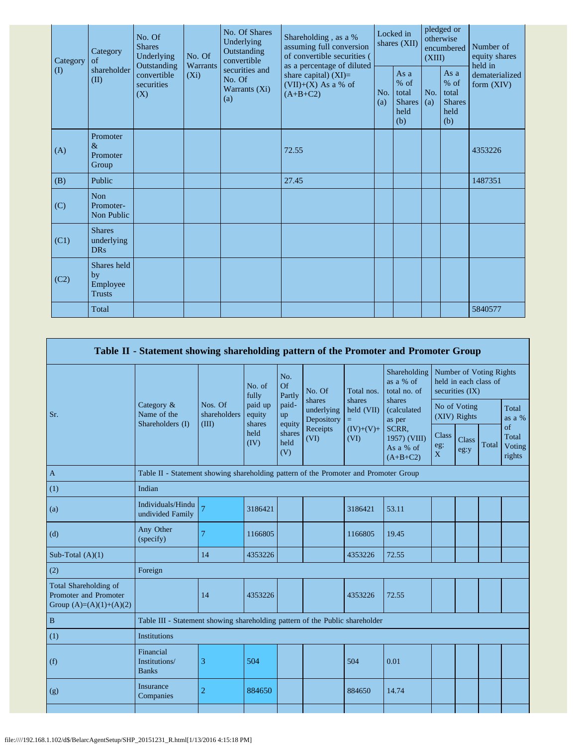| Category (I) | Category of shareholder (II) | No. Of Shares Underlying Outstanding convertible securities (X) | No. Of Warrants (Xi) | No. Of Shares Underlying Outstanding convertible securities and No. Of Warrants (Xi) (a) | Shareholding , as a % assuming full conversion of convertible securities ( as a percentage of diluted share capital) (XI)= (VII)+(X) As a % of (A+B+C2) | Locked in shares (XII) | | pledged or otherwise encumbered (XIII) | | Number of equity shares held in dematerialized form (XIV) |
|---|---|---|---|---|---|---|---|---|---|---|
| | | | | | | No. (a) | As a % of total Shares held (b) | No. (a) | As a % of total Shares held (b) | |
| (A) | Promoter & Promoter Group | | | | 72.55 | | | | | 4353226 |
| (B) | Public | | | | 27.45 | | | | | 1487351 |
| (C) | Non Promoter- Non Public | | | | | | | | | |
| (C1) | Shares underlying DRs | | | | | | | | | |
| (C2) | Shares held by Employee Trusts | | | | | | | | | |
| | Total | | | | | | | | | 5840577 |

## Table II - Statement showing shareholding pattern of the Promoter and Promoter Group

| Sr. | Category & Name of the Shareholders (I) | Nos. Of shareholders (III) | No. of fully paid up equity shares held (IV) | No. Of Partly paid-up equity shares held (V) | No. Of shares underlying Depository Receipts (VI) | Total nos. shares held (VII) = (IV)+(V)+ (VI) | Shareholding as a % of total no. of shares (calculated as per SCRR, 1957) (VIII) As a % of (A+B+C2) | Number of Voting Rights held in each class of securities (IX) | | | |
|---|---|---|---|---|---|---|---|---|---|---|---|
| | | | | | | | | No of Voting (XIV) Rights | | | Total as a % of Total Voting rights |
| | | | | | | | | Class eg: X | Class eg:y | Total | |
| A | Table II - Statement showing shareholding pattern of the Promoter and Promoter Group | | | | | | | | | | |
| (1) | Indian | | | | | | | | | | |
| (a) | Individuals/Hindu undivided Family | 7 | 3186421 | | | 3186421 | 53.11 | | | | |
| (d) | Any Other (specify) | 7 | 1166805 | | | 1166805 | 19.45 | | | | |
| Sub-Total (A)(1) | | 14 | 4353226 | | | 4353226 | 72.55 | | | | |
| (2) | Foreign | | | | | | | | | | |
| Total Shareholding of Promoter and Promoter Group (A)=(A)(1)+(A)(2) | | 14 | 4353226 | | | 4353226 | 72.55 | | | | |
| B | Table III - Statement showing shareholding pattern of the Public shareholder | | | | | | | | | | |
| (1) | Institutions | | | | | | | | | | |
| (f) | Financial Institutions/ Banks | 3 | 504 | | | 504 | 0.01 | | | | |
| (g) | Insurance Companies | 2 | 884650 | | | 884650 | 14.74 | | | | |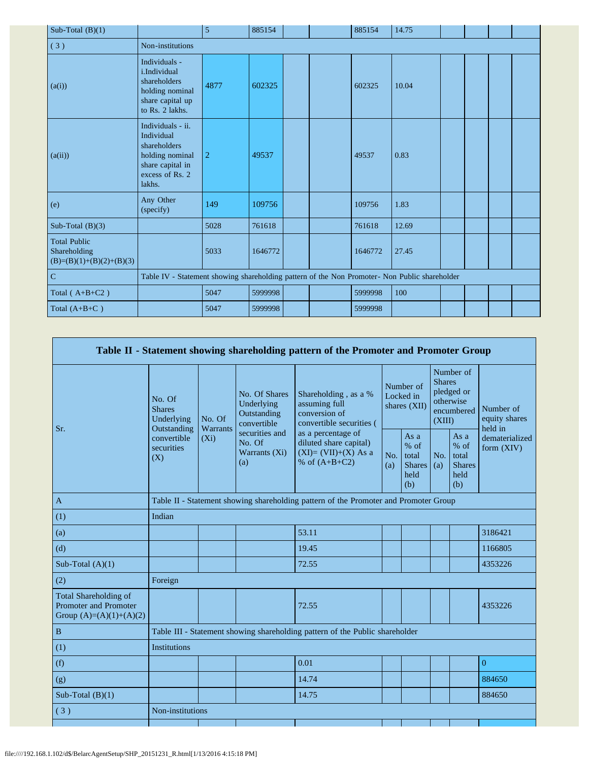| Sub-Total (B)(1) | | 5 | 885154 | | | 885154 | 14.75 | | | | |
|---|---|---|---|---|---|---|---|---|---|---|---|
| ( 3 ) | Non-institutions | | | | | | | | | | |
| (a(i)) | Individuals - i.Individual shareholders holding nominal share capital up to Rs. 2 lakhs. | 4877 | 602325 | | | 602325 | 10.04 | | | | |
| (a(ii)) | Individuals - ii. Individual shareholders holding nominal share capital in excess of Rs. 2 lakhs. | 2 | 49537 | | | 49537 | 0.83 | | | | |
| (e) | Any Other (specify) | 149 | 109756 | | | 109756 | 1.83 | | | | |
| Sub-Total (B)(3) | | 5028 | 761618 | | | 761618 | 12.69 | | | | |
| Total Public Shareholding (B)=(B)(1)+(B)(2)+(B)(3) | | 5033 | 1646772 | | | 1646772 | 27.45 | | | | |
| C | Table IV - Statement showing shareholding pattern of the Non Promoter- Non Public shareholder | | | | | | | | | | |
| Total ( A+B+C2 ) | | 5047 | 5999998 | | | 5999998 | 100 | | | | |
| Total (A+B+C ) | | 5047 | 5999998 | | | 5999998 | | | | | |

| Table II - Statement showing shareholding pattern of the Promoter and Promoter Group | | | | | | | | | |
|---|---|---|---|---|---|---|---|---|---|
| Sr. | No. Of Shares Underlying Outstanding convertible securities (X) | No. Of Warrants (Xi) | No. Of Shares Underlying Outstanding convertible securities and No. Of Warrants (Xi) (a) | Shareholding , as a % assuming full conversion of convertible securities ( as a percentage of diluted share capital) (XI)= (VII)+(X) As a % of (A+B+C2) | Number of Locked in shares (XII) | | Number of Shares pledged or otherwise encumbered (XIII) | | Number of equity shares held in dematerialized form (XIV) |
| | | | | | No. (a) | As a % of total Shares held (b) | No. (a) | As a % of total Shares held (b) | |
| A | Table II - Statement showing shareholding pattern of the Promoter and Promoter Group | | | | | | | | |
| (1) | Indian | | | | | | | | |
| (a) | | | | 53.11 | | | | | 3186421 |
| (d) | | | | 19.45 | | | | | 1166805 |
| Sub-Total (A)(1) | | | | 72.55 | | | | | 4353226 |
| (2) | Foreign | | | | | | | | |
| Total Shareholding of Promoter and Promoter Group (A)=(A)(1)+(A)(2) | | | | 72.55 | | | | | 4353226 |
| B | Table III - Statement showing shareholding pattern of the Public shareholder | | | | | | | | |
| (1) | Institutions | | | | | | | | |
| (f) | | | | 0.01 | | | | | 0 |
| (g) | | | | 14.74 | | | | | 884650 |
| Sub-Total (B)(1) | | | | 14.75 | | | | | 884650 |
| ( 3 ) | Non-institutions | | | | | | | | |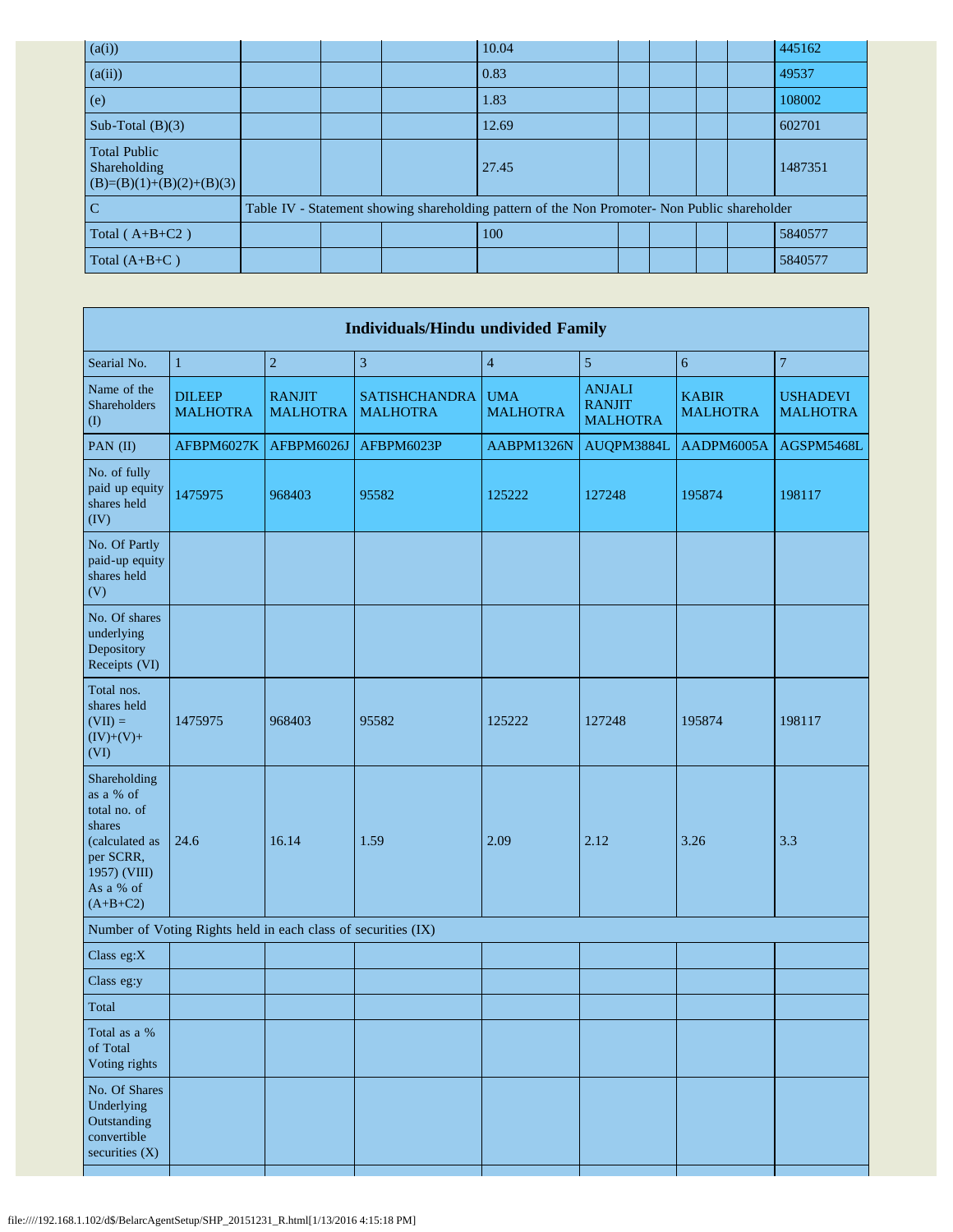| (a(i)) | | | | 10.04 | | | | | 445162 |
|---|---|---|---|---|---|---|---|---|---|
| (a(ii)) | | | | 0.83 | | | | | 49537 |
| (e) | | | | 1.83 | | | | | 108002 |
| Sub-Total (B)(3) | | | | 12.69 | | | | | 602701 |
| Total Public Shareholding (B)=(B)(1)+(B)(2)+(B)(3) | | | | 27.45 | | | | | 1487351 |
| C | Table IV - Statement showing shareholding pattern of the Non Promoter- Non Public shareholder | | | | | | | | |
| Total ( A+B+C2 ) | | | | 100 | | | | | 5840577 |
| Total (A+B+C ) | | | | | | | | | 5840577 |

| Individuals/Hindu undivided Family | | | | | | | |
|---|---|---|---|---|---|---|---|
| Searial No. | 1 | 2 | 3 | 4 | 5 | 6 | 7 |
| Name of the Shareholders (I) | DILEEP MALHOTRA | RANJIT MALHOTRA | SATISHCHANDRA MALHOTRA | UMA MALHOTRA | ANJALI RANJIT MALHOTRA | KABIR MALHOTRA | USHADEVI MALHOTRA |
| PAN (II) | AFBPM6027K | AFBPM6026J | AFBPM6023P | AABPM1326N | AUQPM3884L | AADPM6005A | AGSPM5468L |
| No. of fully paid up equity shares held (IV) | 1475975 | 968403 | 95582 | 125222 | 127248 | 195874 | 198117 |
| No. Of Partly paid-up equity shares held (V) | | | | | | | |
| No. Of shares underlying Depository Receipts (VI) | | | | | | | |
| Total nos. shares held (VII) = (IV)+(V)+ (VI) | 1475975 | 968403 | 95582 | 125222 | 127248 | 195874 | 198117 |
| Shareholding as a % of total no. of shares (calculated as per SCRR, 1957) (VIII) As a % of (A+B+C2) | 24.6 | 16.14 | 1.59 | 2.09 | 2.12 | 3.26 | 3.3 |
| Number of Voting Rights held in each class of securities (IX) | | | | | | | |
| Class eg:X | | | | | | | |
| Class eg:y | | | | | | | |
| Total | | | | | | | |
| Total as a % of Total Voting rights | | | | | | | |
| No. Of Shares Underlying Outstanding convertible securities (X) | | | | | | | |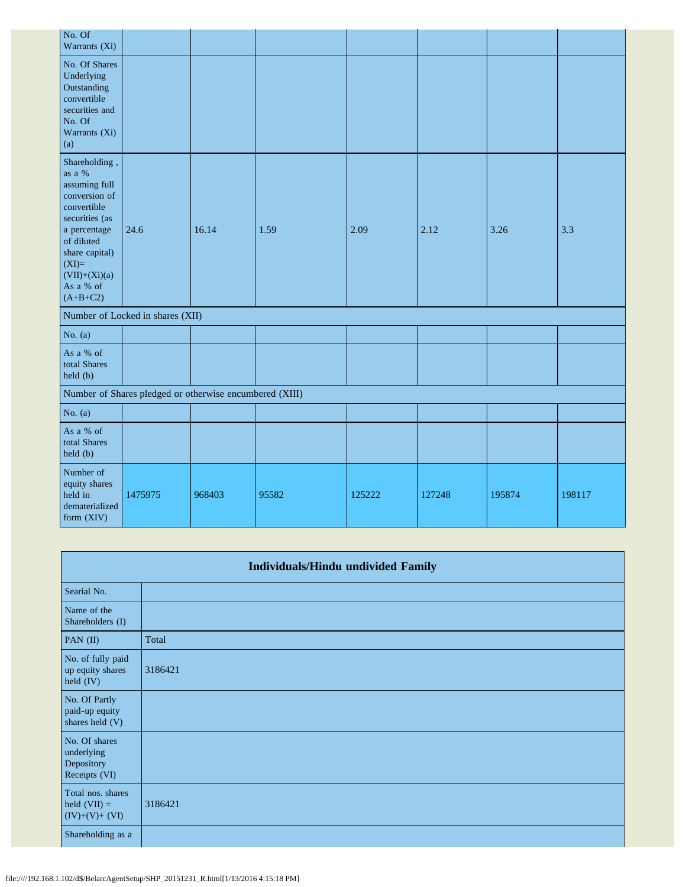| | | | | | | | |
|---|---|---|---|---|---|---|---|
| No. Of Warrants (Xi) | | | | | | | |
| No. Of Shares Underlying Outstanding convertible securities and No. Of Warrants (Xi) (a) | | | | | | | |
| Shareholding , as a % assuming full conversion of convertible securities (as a percentage of diluted share capital) (XI)= (VII)+(Xi)(a) As a % of (A+B+C2) | 24.6 | 16.14 | 1.59 | 2.09 | 2.12 | 3.26 | 3.3 |
| Number of Locked in shares (XII) | | | | | | | |
| No. (a) | | | | | | | |
| As a % of total Shares held (b) | | | | | | | |
| Number of Shares pledged or otherwise encumbered (XIII) | | | | | | | |
| No. (a) | | | | | | | |
| As a % of total Shares held (b) | | | | | | | |
| Number of equity shares held in dematerialized form (XIV) | 1475975 | 968403 | 95582 | 125222 | 127248 | 195874 | 198117 |

| Individuals/Hindu undivided Family | |
|---|---|
| Searial No. | |
| Name of the Shareholders (I) | |
| PAN (II) | Total |
| No. of fully paid up equity shares held (IV) | 3186421 |
| No. Of Partly paid-up equity shares held (V) | |
| No. Of shares underlying Depository Receipts (VI) | |
| Total nos. shares held (VII) = (IV)+(V)+ (VI) | 3186421 |
| Shareholding as a | |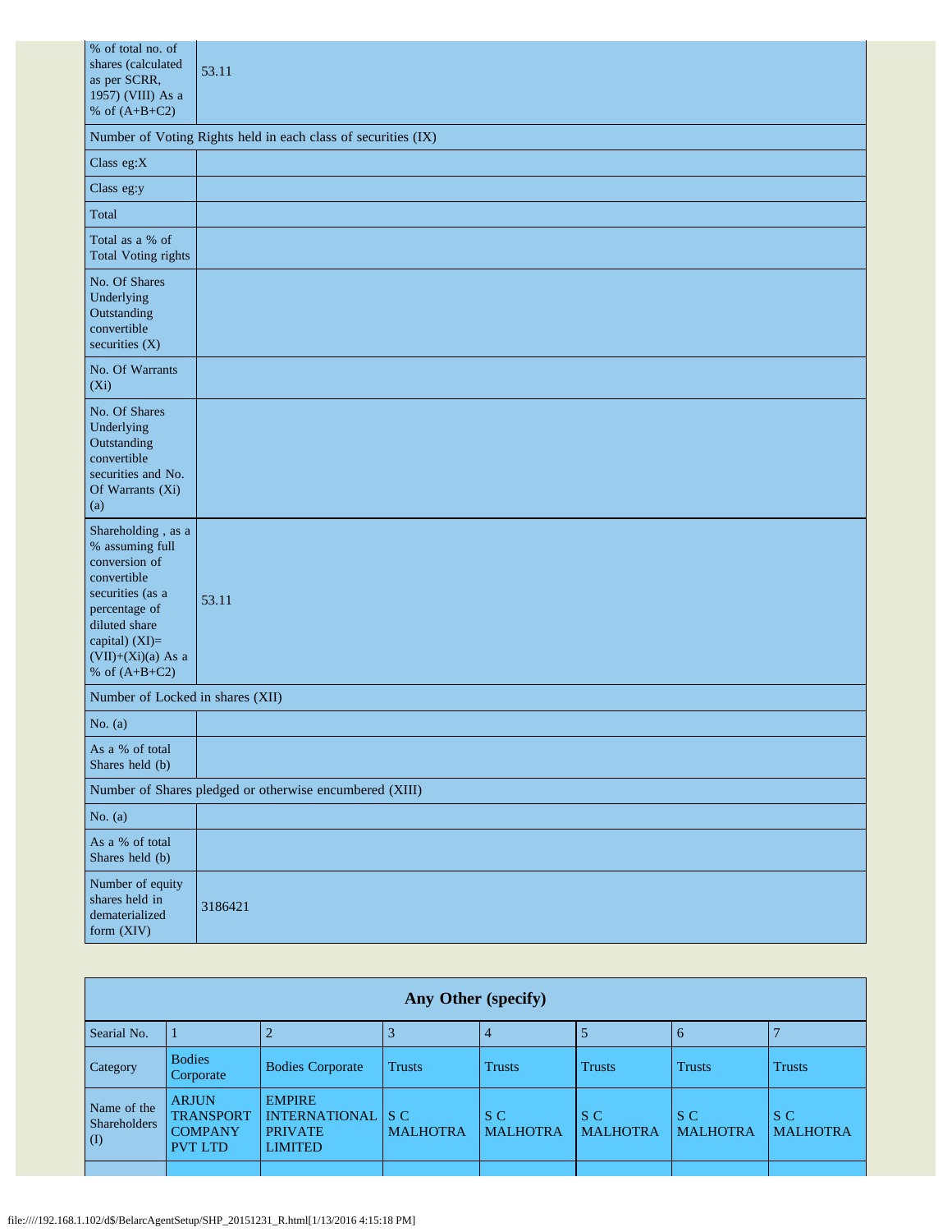| % of total no. of shares (calculated as per SCRR, 1957) (VIII) As a % of (A+B+C2) | 53.11 |
|---|---|
| Number of Voting Rights held in each class of securities (IX) | |
| Class eg:X | |
| Class eg:y | |
| Total | |
| Total as a % of Total Voting rights | |
| No. Of Shares Underlying Outstanding convertible securities (X) | |
| No. Of Warrants (Xi) | |
| No. Of Shares Underlying Outstanding convertible securities and No. Of Warrants (Xi) (a) | |
| Shareholding , as a % assuming full conversion of convertible securities (as a percentage of diluted share capital) (XI)= (VII)+(Xi)(a) As a % of (A+B+C2) | 53.11 |
| Number of Locked in shares (XII) | |
| No. (a) | |
| As a % of total Shares held (b) | |
| Number of Shares pledged or otherwise encumbered (XIII) | |
| No. (a) | |
| As a % of total Shares held (b) | |
| Number of equity shares held in dematerialized form (XIV) | 3186421 |

**Any Other (specify)**

| Searial No. | 1 | 2 | 3 | 4 | 5 | 6 | 7 |
|---|---|---|---|---|---|---|---|
| Category | Bodies Corporate | Bodies Corporate | Trusts | Trusts | Trusts | Trusts | Trusts |
| Name of the Shareholders (I) | ARJUN TRANSPORT COMPANY PVT LTD | EMPIRE INTERNATIONAL PRIVATE LIMITED | S C MALHOTRA | S C MALHOTRA | S C MALHOTRA | S C MALHOTRA | S C MALHOTRA |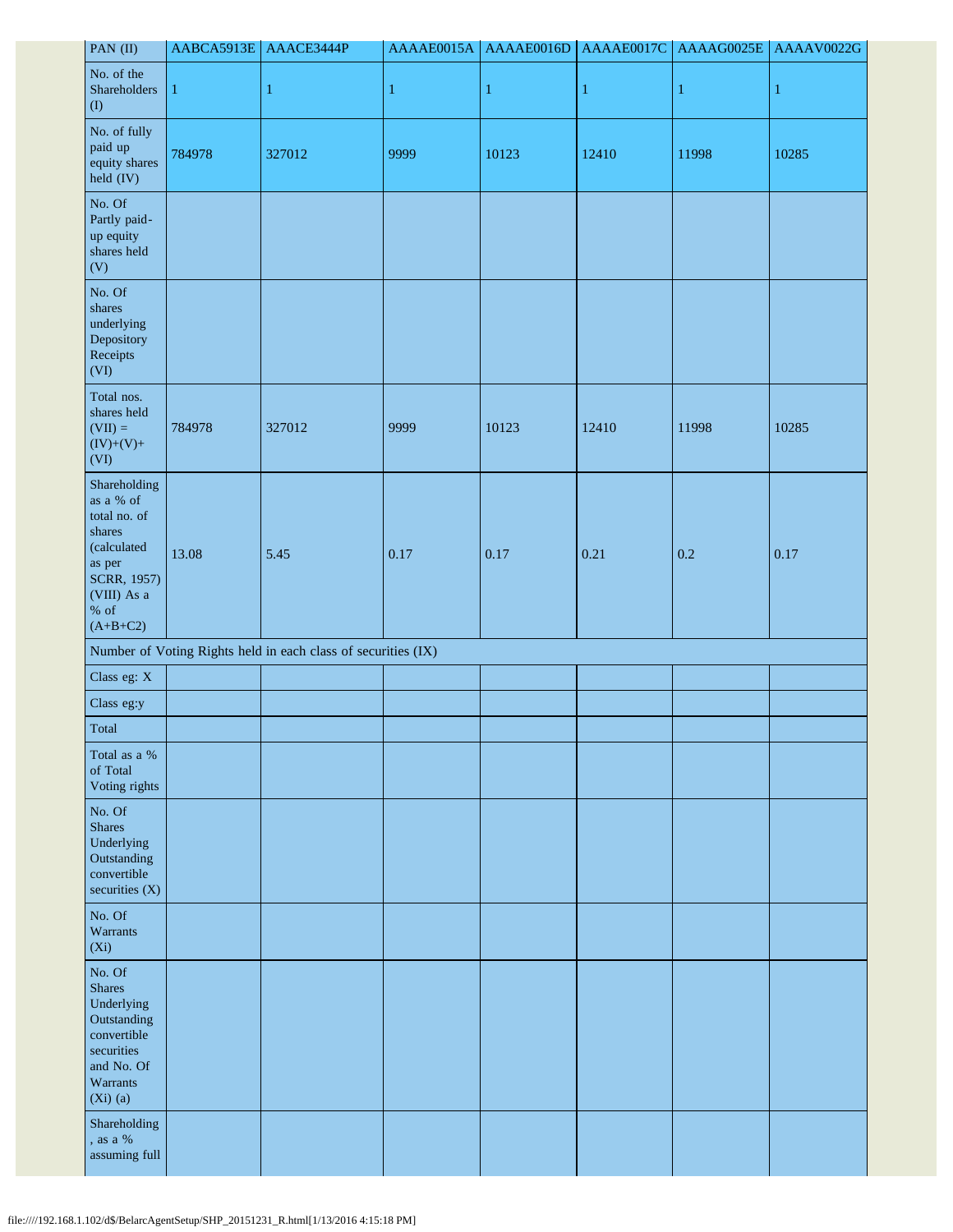| PAN (II) | AABCA5913E | AAACE3444P | AAAAE0015A | AAAAE0016D | AAAAE0017C | AAAAG0025E | AAAAV0022G |
|---|---|---|---|---|---|---|---|
| No. of the Shareholders (I) | 1 | 1 | 1 | 1 | 1 | 1 | 1 |
| No. of fully paid up equity shares held (IV) | 784978 | 327012 | 9999 | 10123 | 12410 | 11998 | 10285 |
| No. Of Partly paid-up equity shares held (V) | | | | | | | |
| No. Of shares underlying Depository Receipts (VI) | | | | | | | |
| Total nos. shares held (VII) = (IV)+(V)+ (VI) | 784978 | 327012 | 9999 | 10123 | 12410 | 11998 | 10285 |
| Shareholding as a % of total no. of shares (calculated as per SCRR, 1957) (VIII) As a % of (A+B+C2) | 13.08 | 5.45 | 0.17 | 0.17 | 0.21 | 0.2 | 0.17 |
| Number of Voting Rights held in each class of securities (IX) | | | | | | | |
| Class eg: X | | | | | | | |
| Class eg:y | | | | | | | |
| Total | | | | | | | |
| Total as a % of Total Voting rights | | | | | | | |
| No. Of Shares Underlying Outstanding convertible securities (X) | | | | | | | |
| No. Of Warrants (Xi) | | | | | | | |
| No. Of Shares Underlying Outstanding convertible securities and No. Of Warrants (Xi) (a) | | | | | | | |
| Shareholding , as a % assuming full | | | | | | | |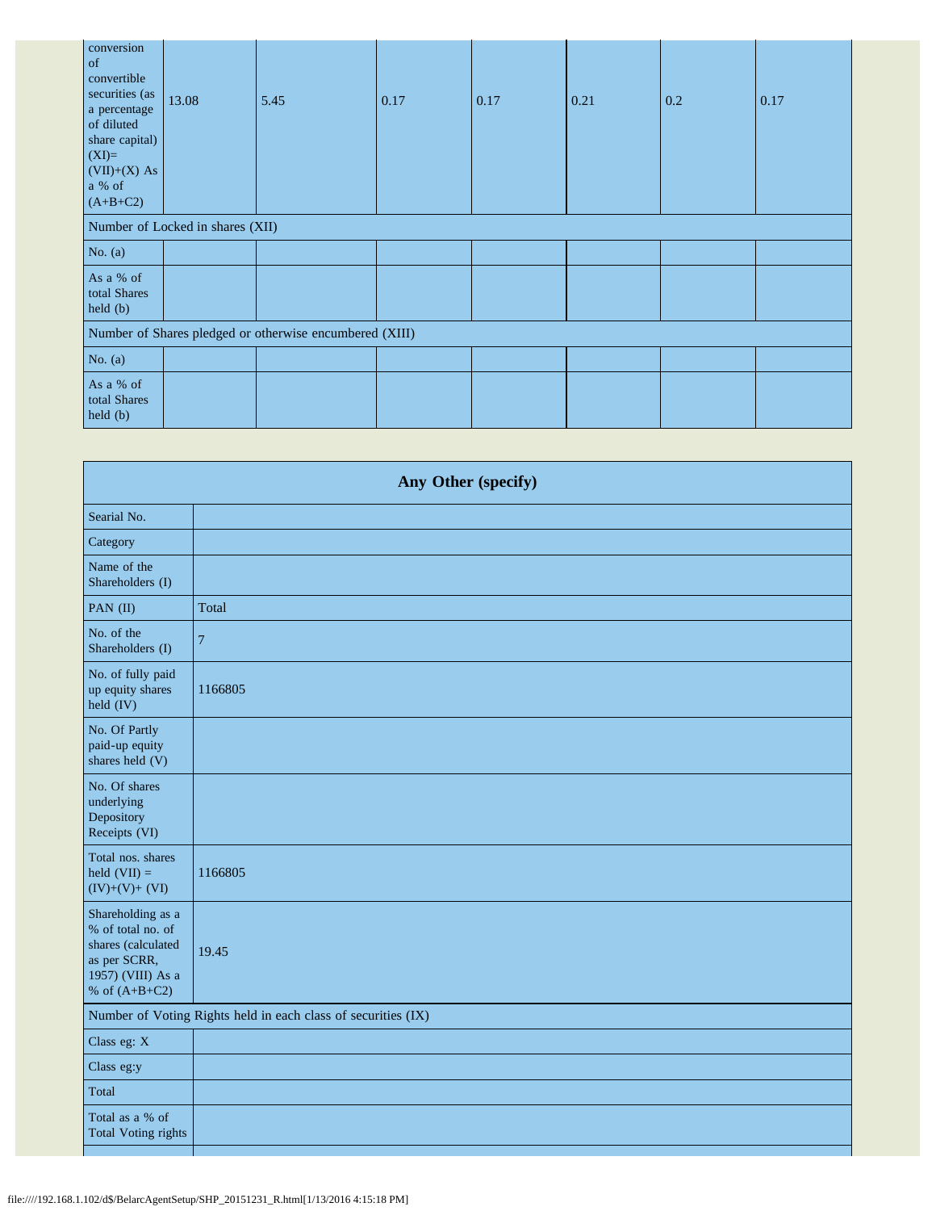| | | | | | | | |
|---|---|---|---|---|---|---|---|
| conversion of convertible securities (as a percentage of diluted share capital) (XI)= (VII)+(X) As a % of (A+B+C2) | 13.08 | 5.45 | 0.17 | 0.17 | 0.21 | 0.2 | 0.17 |
| Number of Locked in shares (XII) | | | | | | | |
| No. (a) | | | | | | | |
| As a % of total Shares held (b) | | | | | | | |
| Number of Shares pledged or otherwise encumbered (XIII) | | | | | | | |
| No. (a) | | | | | | | |
| As a % of total Shares held (b) | | | | | | | |

| Any Other (specify) | |
|---|---|
| Searial No. | |
| Category | |
| Name of the Shareholders (I) | |
| PAN (II) | Total |
| No. of the Shareholders (I) | 7 |
| No. of fully paid up equity shares held (IV) | 1166805 |
| No. Of Partly paid-up equity shares held (V) | |
| No. Of shares underlying Depository Receipts (VI) | |
| Total nos. shares held (VII) = (IV)+(V)+ (VI) | 1166805 |
| Shareholding as a % of total no. of shares (calculated as per SCRR, 1957) (VIII) As a % of (A+B+C2) | 19.45 |
| Number of Voting Rights held in each class of securities (IX) | |
| Class eg: X | |
| Class eg:y | |
| Total | |
| Total as a % of Total Voting rights | |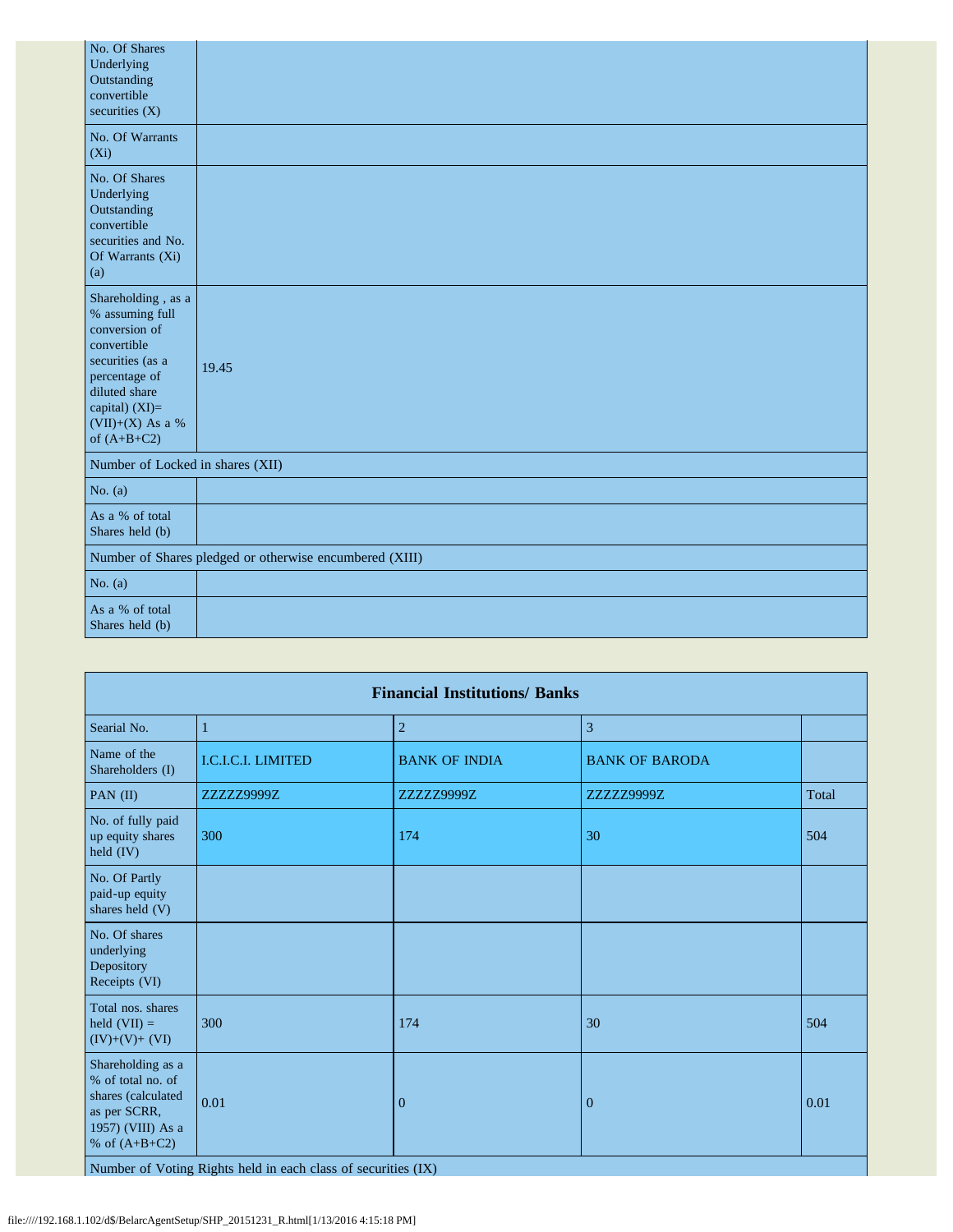| | |
|---|---|
| No. Of Shares Underlying Outstanding convertible securities (X) | |
| No. Of Warrants (Xi) | |
| No. Of Shares Underlying Outstanding convertible securities and No. Of Warrants (Xi) (a) | |
| Shareholding , as a % assuming full conversion of convertible securities (as a percentage of diluted share capital) (XI)= (VII)+(X) As a % of (A+B+C2) | 19.45 |
| Number of Locked in shares (XII) | |
| No. (a) | |
| As a % of total Shares held (b) | |
| Number of Shares pledged or otherwise encumbered (XIII) | |
| No. (a) | |
| As a % of total Shares held (b) | |

| **Financial Institutions/ Banks** | | | | |
|---|---|---|---|---|
| Searial No. | 1 | 2 | 3 | |
| Name of the Shareholders (I) | I.C.I.C.I. LIMITED | BANK OF INDIA | BANK OF BARODA | |
| PAN (II) | ZZZZZ9999Z | ZZZZZ9999Z | ZZZZZ9999Z | Total |
| No. of fully paid up equity shares held (IV) | 300 | 174 | 30 | 504 |
| No. Of Partly paid-up equity shares held (V) | | | | |
| No. Of shares underlying Depository Receipts (VI) | | | | |
| Total nos. shares held (VII) = (IV)+(V)+ (VI) | 300 | 174 | 30 | 504 |
| Shareholding as a % of total no. of shares (calculated as per SCRR, 1957) (VIII) As a % of (A+B+C2) | 0.01 | 0 | 0 | 0.01 |
| Number of Voting Rights held in each class of securities (IX) | | | | |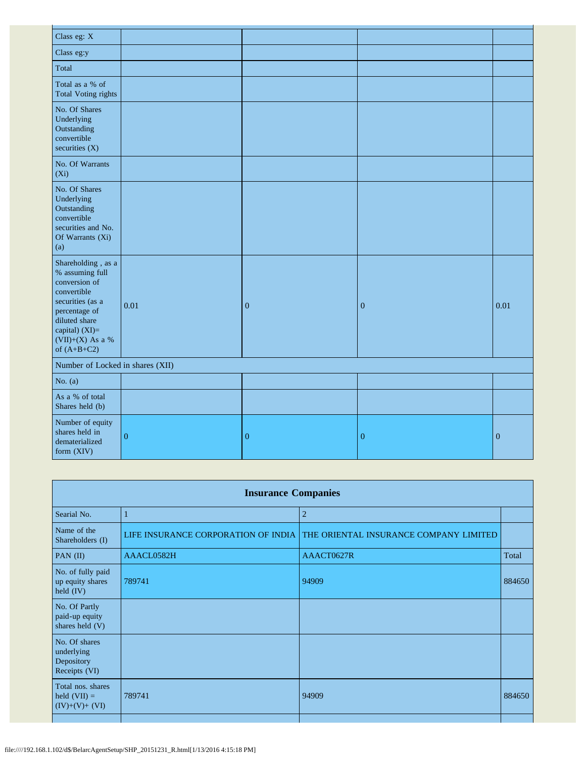| Class eg: X | | | | |
|---|---|---|---|---|
| Class eg:y | | | | |
| Total | | | | |
| Total as a % of Total Voting rights | | | | |
| No. Of Shares Underlying Outstanding convertible securities (X) | | | | |
| No. Of Warrants (Xi) | | | | |
| No. Of Shares Underlying Outstanding convertible securities and No. Of Warrants (Xi) (a) | | | | |
| Shareholding , as a % assuming full conversion of convertible securities (as a percentage of diluted share capital) (XI)= (VII)+(X) As a % of (A+B+C2) | 0.01 | 0 | 0 | 0.01 |
| Number of Locked in shares (XII) | | | | |
| No. (a) | | | | |
| As a % of total Shares held (b) | | | | |
| Number of equity shares held in dematerialized form (XIV) | 0 | 0 | 0 | 0 |

| Insurance Companies | | | |
|---|---|---|---|
| Searial No. | 1 | 2 | |
| Name of the Shareholders (I) | LIFE INSURANCE CORPORATION OF INDIA | THE ORIENTAL INSURANCE COMPANY LIMITED | |
| PAN (II) | AAACL0582H | AAACT0627R | Total |
| No. of fully paid up equity shares held (IV) | 789741 | 94909 | 884650 |
| No. Of Partly paid-up equity shares held (V) | | | |
| No. Of shares underlying Depository Receipts (VI) | | | |
| Total nos. shares held (VII) = (IV)+(V)+ (VI) | 789741 | 94909 | 884650 |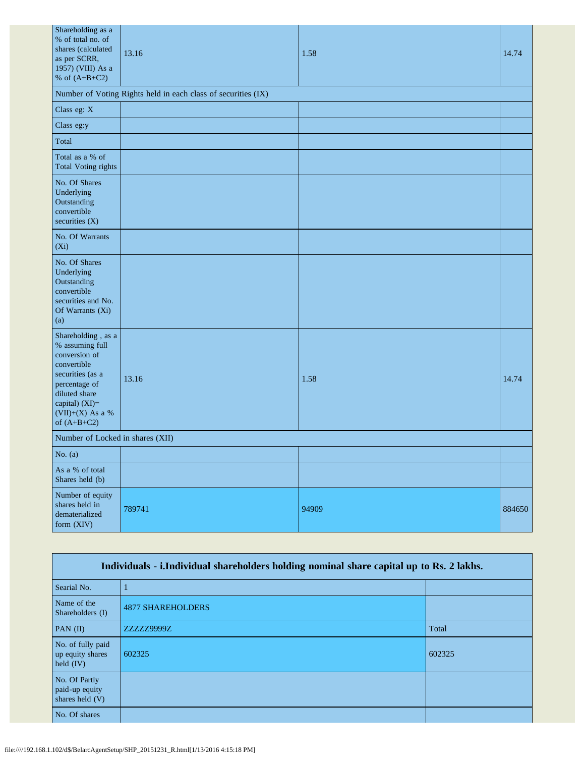| | | | |
|---|---|---|---|
| Shareholding as a % of total no. of shares (calculated as per SCRR, 1957) (VIII) As a % of (A+B+C2) | 13.16 | 1.58 | 14.74 |
| Number of Voting Rights held in each class of securities (IX) | | | |
| Class eg: X | | | |
| Class eg:y | | | |
| Total | | | |
| Total as a % of Total Voting rights | | | |
| No. Of Shares Underlying Outstanding convertible securities (X) | | | |
| No. Of Warrants (Xi) | | | |
| No. Of Shares Underlying Outstanding convertible securities and No. Of Warrants (Xi) (a) | | | |
| Shareholding , as a % assuming full conversion of convertible securities (as a percentage of diluted share capital) (XI)= (VII)+(X) As a % of (A+B+C2) | 13.16 | 1.58 | 14.74 |
| Number of Locked in shares (XII) | | | |
| No. (a) | | | |
| As a % of total Shares held (b) | | | |
| Number of equity shares held in dematerialized form (XIV) | 789741 | 94909 | 884650 |

| Individuals - i.Individual shareholders holding nominal share capital up to Rs. 2 lakhs. | | |
|---|---|---|
| Searial No. | 1 | |
| Name of the Shareholders (I) | 4877 SHAREHOLDERS | |
| PAN (II) | ZZZZZ9999Z | Total |
| No. of fully paid up equity shares held (IV) | 602325 | 602325 |
| No. Of Partly paid-up equity shares held (V) | | |
| No. Of shares | | |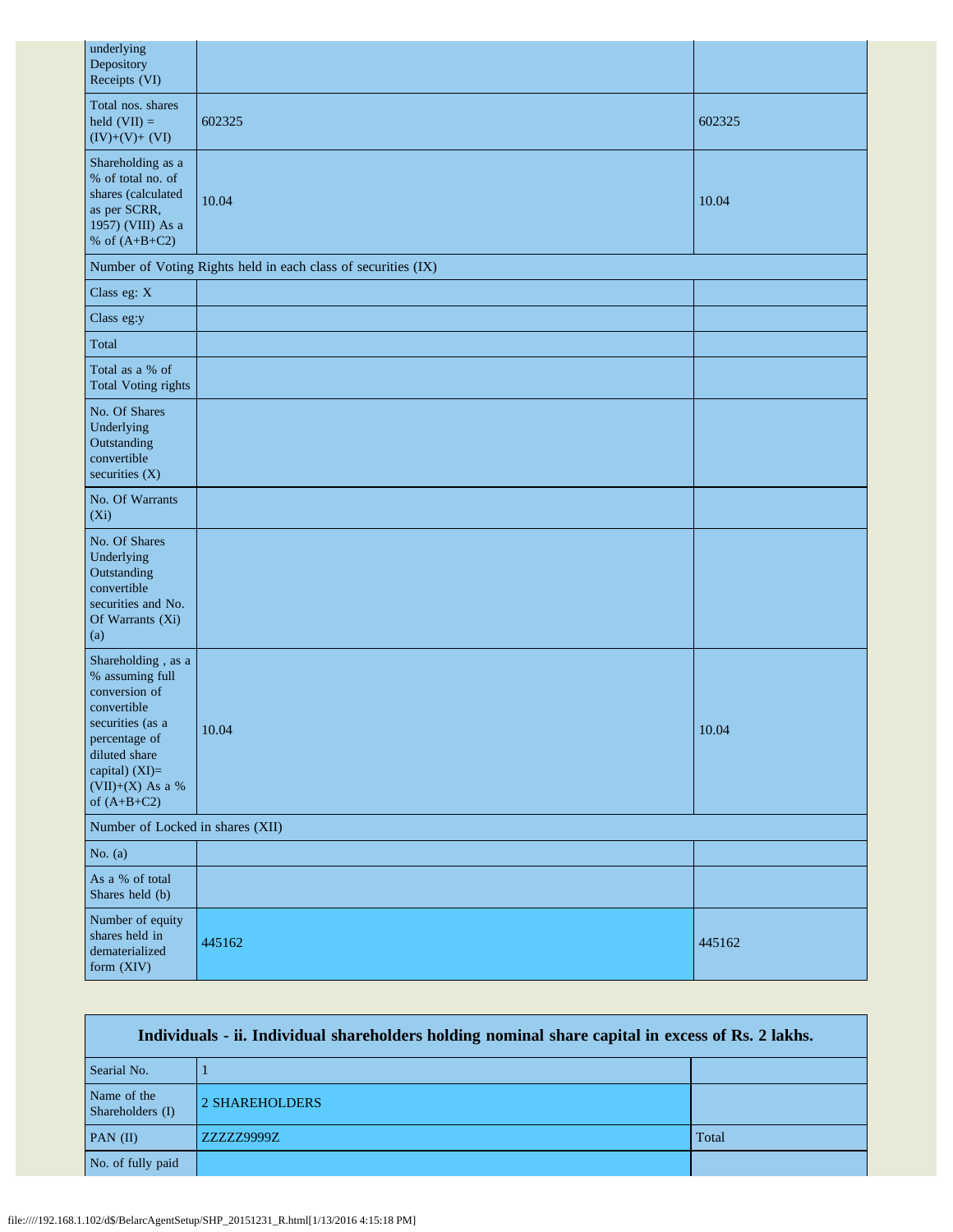| | | |
|---|---|---|
| underlying Depository Receipts (VI) | | |
| Total nos. shares held (VII) = (IV)+(V)+ (VI) | 602325 | 602325 |
| Shareholding as a % of total no. of shares (calculated as per SCRR, 1957) (VIII) As a % of (A+B+C2) | 10.04 | 10.04 |
| Number of Voting Rights held in each class of securities (IX) | | |
| Class eg: X | | |
| Class eg:y | | |
| Total | | |
| Total as a % of Total Voting rights | | |
| No. Of Shares Underlying Outstanding convertible securities (X) | | |
| No. Of Warrants (Xi) | | |
| No. Of Shares Underlying Outstanding convertible securities and No. Of Warrants (Xi) (a) | | |
| Shareholding , as a % assuming full conversion of convertible securities (as a percentage of diluted share capital) (XI)= (VII)+(X) As a % of (A+B+C2) | 10.04 | 10.04 |
| Number of Locked in shares (XII) | | |
| No. (a) | | |
| As a % of total Shares held (b) | | |
| Number of equity shares held in dematerialized form (XIV) | 445162 | 445162 |

| Individuals - ii. Individual shareholders holding nominal share capital in excess of Rs. 2 lakhs. | | |
|---|---|---|
| Searial No. | 1 | |
| Name of the Shareholders (I) | 2 SHAREHOLDERS | |
| PAN (II) | ZZZZZ9999Z | Total |
| No. of fully paid | | |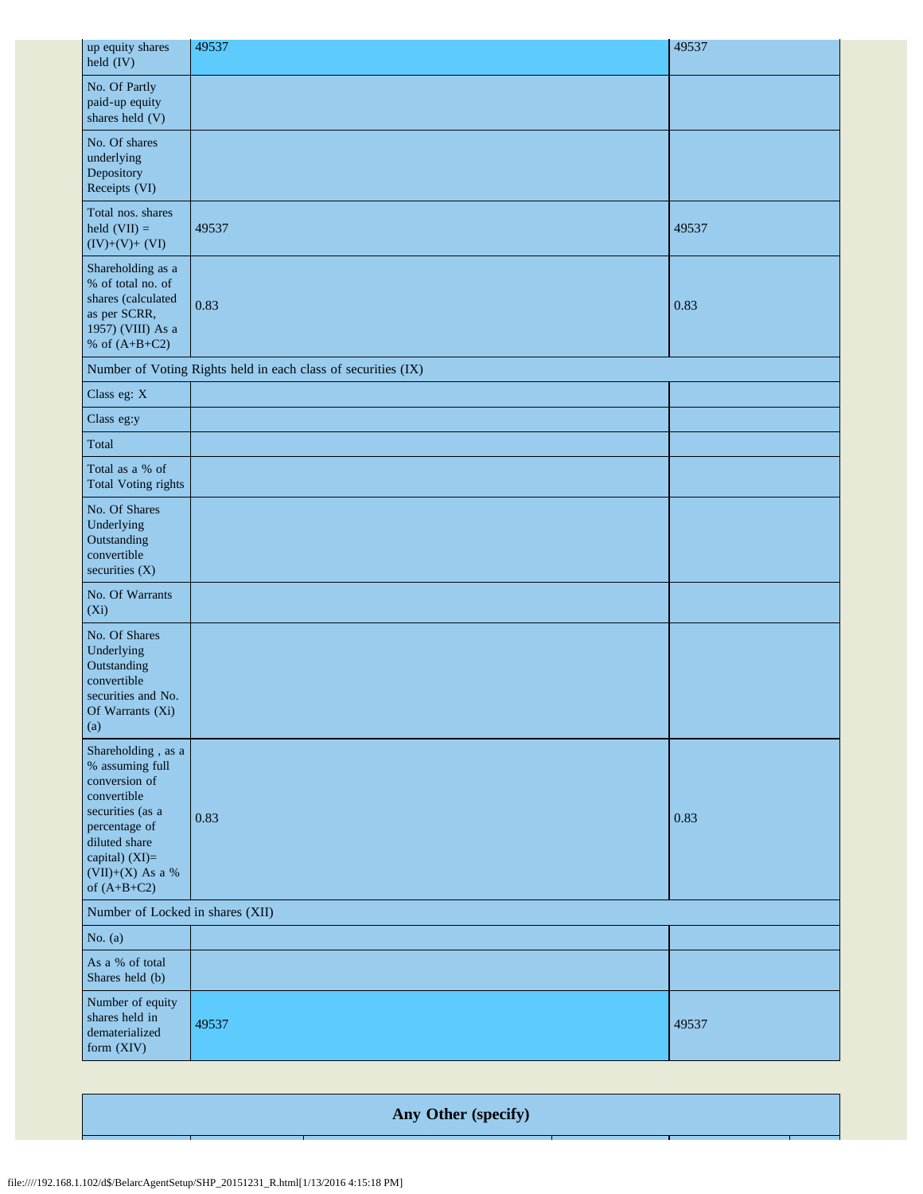| | | |
|---|---|---|
| up equity shares held (IV) | 49537 | 49537 |
| No. Of Partly paid-up equity shares held (V) | | |
| No. Of shares underlying Depository Receipts (VI) | | |
| Total nos. shares held (VII) = (IV)+(V)+ (VI) | 49537 | 49537 |
| Shareholding as a % of total no. of shares (calculated as per SCRR, 1957) (VIII) As a % of (A+B+C2) | 0.83 | 0.83 |
| Number of Voting Rights held in each class of securities (IX) | | |
| Class eg: X | | |
| Class eg:y | | |
| Total | | |
| Total as a % of Total Voting rights | | |
| No. Of Shares Underlying Outstanding convertible securities (X) | | |
| No. Of Warrants (Xi) | | |
| No. Of Shares Underlying Outstanding convertible securities and No. Of Warrants (Xi) (a) | | |
| Shareholding , as a % assuming full conversion of convertible securities (as a percentage of diluted share capital) (XI)= (VII)+(X) As a % of (A+B+C2) | 0.83 | 0.83 |
| Number of Locked in shares (XII) | | |
| No. (a) | | |
| As a % of total Shares held (b) | | |
| Number of equity shares held in dematerialized form (XIV) | 49537 | 49537 |

## Any Other (specify)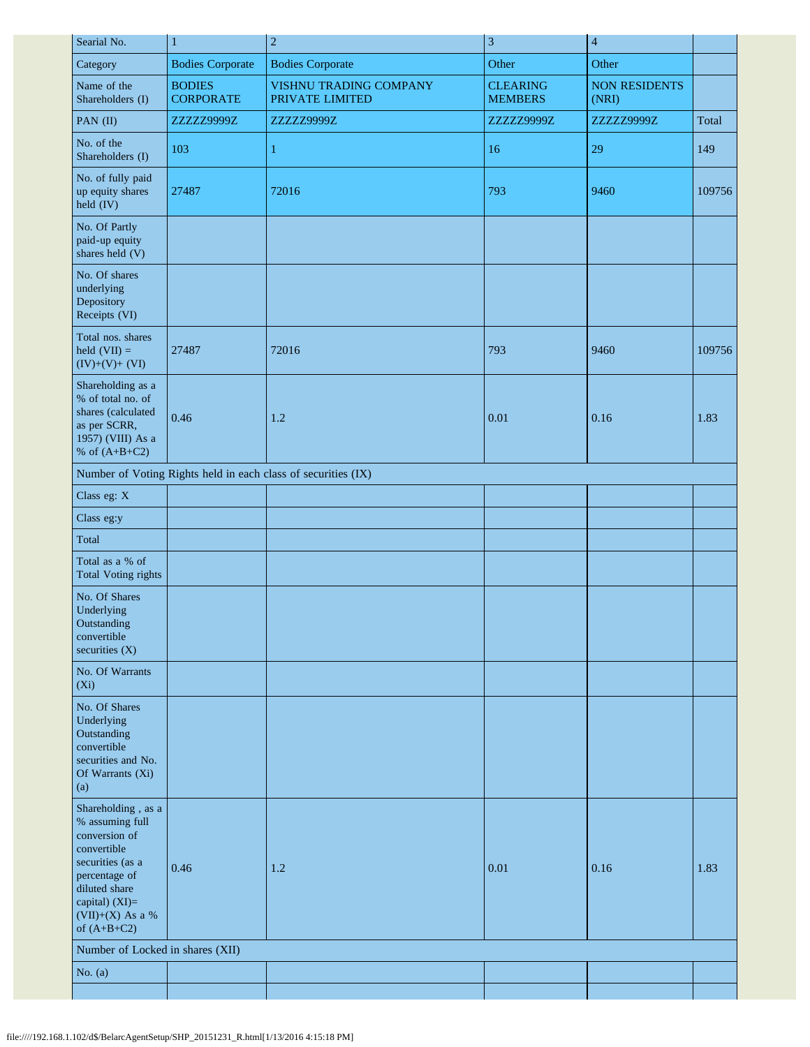| Searial No. | 1 | 2 | 3 | 4 | |
|---|---|---|---|---|---|
| Category | Bodies Corporate | Bodies Corporate | Other | Other | |
| Name of the Shareholders (I) | BODIES CORPORATE | VISHNU TRADING COMPANY PRIVATE LIMITED | CLEARING MEMBERS | NON RESIDENTS (NRI) | |
| PAN (II) | ZZZZZ9999Z | ZZZZZ9999Z | ZZZZZ9999Z | ZZZZZ9999Z | Total |
| No. of the Shareholders (I) | 103 | 1 | 16 | 29 | 149 |
| No. of fully paid up equity shares held (IV) | 27487 | 72016 | 793 | 9460 | 109756 |
| No. Of Partly paid-up equity shares held (V) | | | | | |
| No. Of shares underlying Depository Receipts (VI) | | | | | |
| Total nos. shares held (VII) = (IV)+(V)+ (VI) | 27487 | 72016 | 793 | 9460 | 109756 |
| Shareholding as a % of total no. of shares (calculated as per SCRR, 1957) (VIII) As a % of (A+B+C2) | 0.46 | 1.2 | 0.01 | 0.16 | 1.83 |
| Number of Voting Rights held in each class of securities (IX) | | | | | |
| Class eg: X | | | | | |
| Class eg:y | | | | | |
| Total | | | | | |
| Total as a % of Total Voting rights | | | | | |
| No. Of Shares Underlying Outstanding convertible securities (X) | | | | | |
| No. Of Warrants (Xi) | | | | | |
| No. Of Shares Underlying Outstanding convertible securities and No. Of Warrants (Xi) (a) | | | | | |
| Shareholding , as a % assuming full conversion of convertible securities (as a percentage of diluted share capital) (XI)= (VII)+(X) As a % of (A+B+C2) | 0.46 | 1.2 | 0.01 | 0.16 | 1.83 |
| Number of Locked in shares (XII) | | | | | |
| No. (a) | | | | | |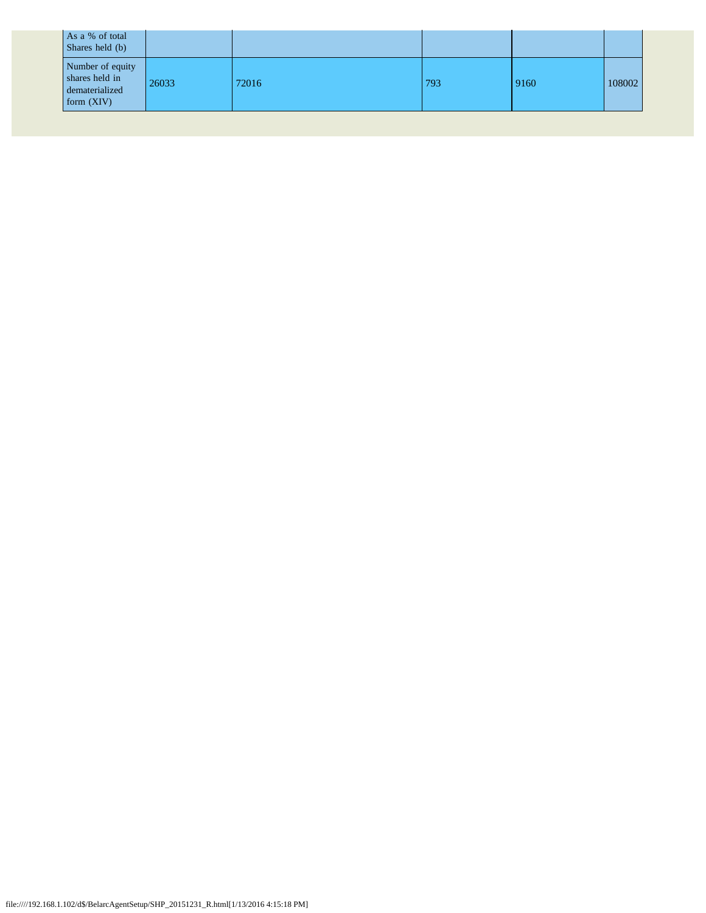| | | | | | |
|---|---|---|---|---|---|
| As a % of total Shares held (b) | | | | | |
| Number of equity shares held in dematerialized form (XIV) | 26033 | 72016 | 793 | 9160 | 108002 |